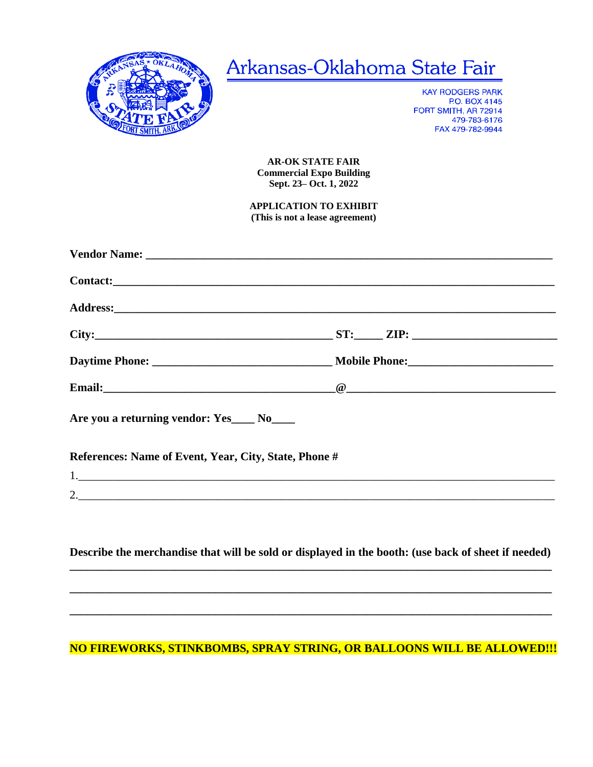# Arkansas-Oklahoma State Fair

KAY RODGERS PARK
P.O. BOX 4145
FORT SMITH, AR 72914
479-783-6176
FAX 479-782-9944

**AR-OK STATE FAIR**
**Commercial Expo Building**
**Sept. 23– Oct. 1, 2022**

**APPLICATION TO EXHIBIT**
**(This is not a lease agreement)**

**Vendor Name:** ______________________________________________________________________

**Contact:**__________________________________________________________________________

**Address:**__________________________________________________________________________

**City:**_______________________________________ **ST:**_____ **ZIP:** ________________________

**Daytime Phone:** ______________________________ **Mobile Phone:**________________________

**Email:**_______________________________________**@**___________________________________

**Are you a returning vendor: Yes**____ **No**____

**References: Name of Event, Year, City, State, Phone #**

1.____________________________________________________________________________

2.____________________________________________________________________________

**Describe the merchandise that will be sold or displayed in the booth: (use back of sheet if needed)**

______________________________________________________________________________

______________________________________________________________________________

______________________________________________________________________________

**NO FIREWORKS, STINKBOMBS, SPRAY STRING, OR BALLOONS WILL BE ALLOWED!!!**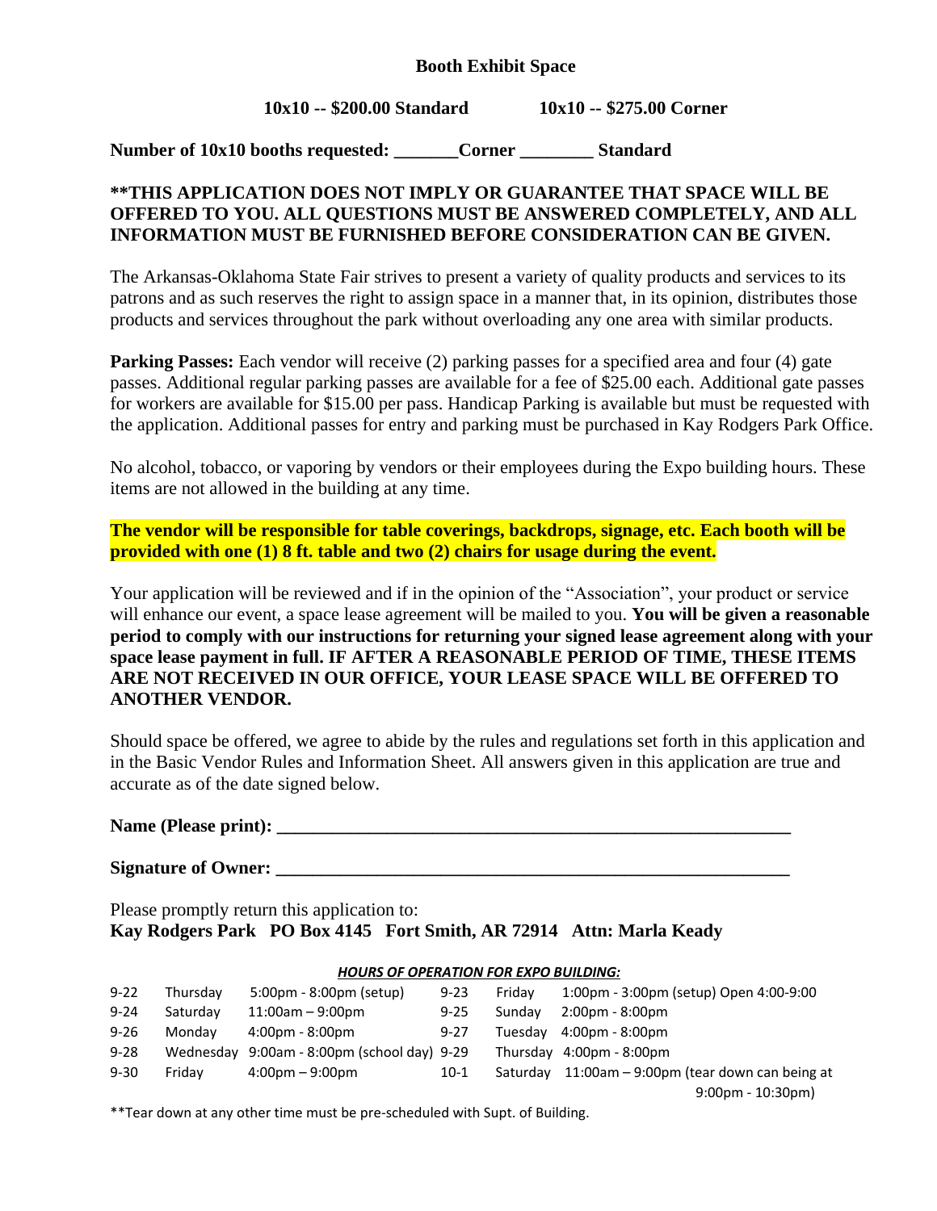**Booth Exhibit Space**

**10x10 -- $200.00 Standard** **10x10 -- $275.00 Corner**

**Number of 10x10 booths requested: _______Corner ________ Standard**

**\*\*THIS APPLICATION DOES NOT IMPLY OR GUARANTEE THAT SPACE WILL BE OFFERED TO YOU. ALL QUESTIONS MUST BE ANSWERED COMPLETELY, AND ALL INFORMATION MUST BE FURNISHED BEFORE CONSIDERATION CAN BE GIVEN.**

The Arkansas-Oklahoma State Fair strives to present a variety of quality products and services to its patrons and as such reserves the right to assign space in a manner that, in its opinion, distributes those products and services throughout the park without overloading any one area with similar products.

**Parking Passes:** Each vendor will receive (2) parking passes for a specified area and four (4) gate passes. Additional regular parking passes are available for a fee of $25.00 each. Additional gate passes for workers are available for $15.00 per pass. Handicap Parking is available but must be requested with the application. Additional passes for entry and parking must be purchased in Kay Rodgers Park Office.

No alcohol, tobacco, or vaporing by vendors or their employees during the Expo building hours. These items are not allowed in the building at any time.

**The vendor will be responsible for table coverings, backdrops, signage, etc. Each booth will be provided with one (1) 8 ft. table and two (2) chairs for usage during the event.**

Your application will be reviewed and if in the opinion of the "Association", your product or service will enhance our event, a space lease agreement will be mailed to you. **You will be given a reasonable period to comply with our instructions for returning your signed lease agreement along with your space lease payment in full. IF AFTER A REASONABLE PERIOD OF TIME, THESE ITEMS ARE NOT RECEIVED IN OUR OFFICE, YOUR LEASE SPACE WILL BE OFFERED TO ANOTHER VENDOR.**

Should space be offered, we agree to abide by the rules and regulations set forth in this application and in the Basic Vendor Rules and Information Sheet. All answers given in this application are true and accurate as of the date signed below.

**Name (Please print): ________________________________________________________**

**Signature of Owner: ________________________________________________________**

Please promptly return this application to:
**Kay Rodgers Park PO Box 4145 Fort Smith, AR 72914 Attn: Marla Keady**

***HOURS OF OPERATION FOR EXPO BUILDING:***

| | | | | | |
|---|---|---|---|---|---|
| 9-22 | Thursday | 5:00pm - 8:00pm (setup) | 9-23 | Friday | 1:00pm - 3:00pm (setup) Open 4:00-9:00 |
| 9-24 | Saturday | 11:00am – 9:00pm | 9-25 | Sunday | 2:00pm - 8:00pm |
| 9-26 | Monday | 4:00pm - 8:00pm | 9-27 | Tuesday | 4:00pm - 8:00pm |
| 9-28 | Wednesday | 9:00am - 8:00pm (school day) | 9-29 | Thursday | 4:00pm - 8:00pm |
| 9-30 | Friday | 4:00pm – 9:00pm | 10-1 | Saturday | 11:00am – 9:00pm (tear down can being at 9:00pm - 10:30pm) |

\*\*Tear down at any other time must be pre-scheduled with Supt. of Building.